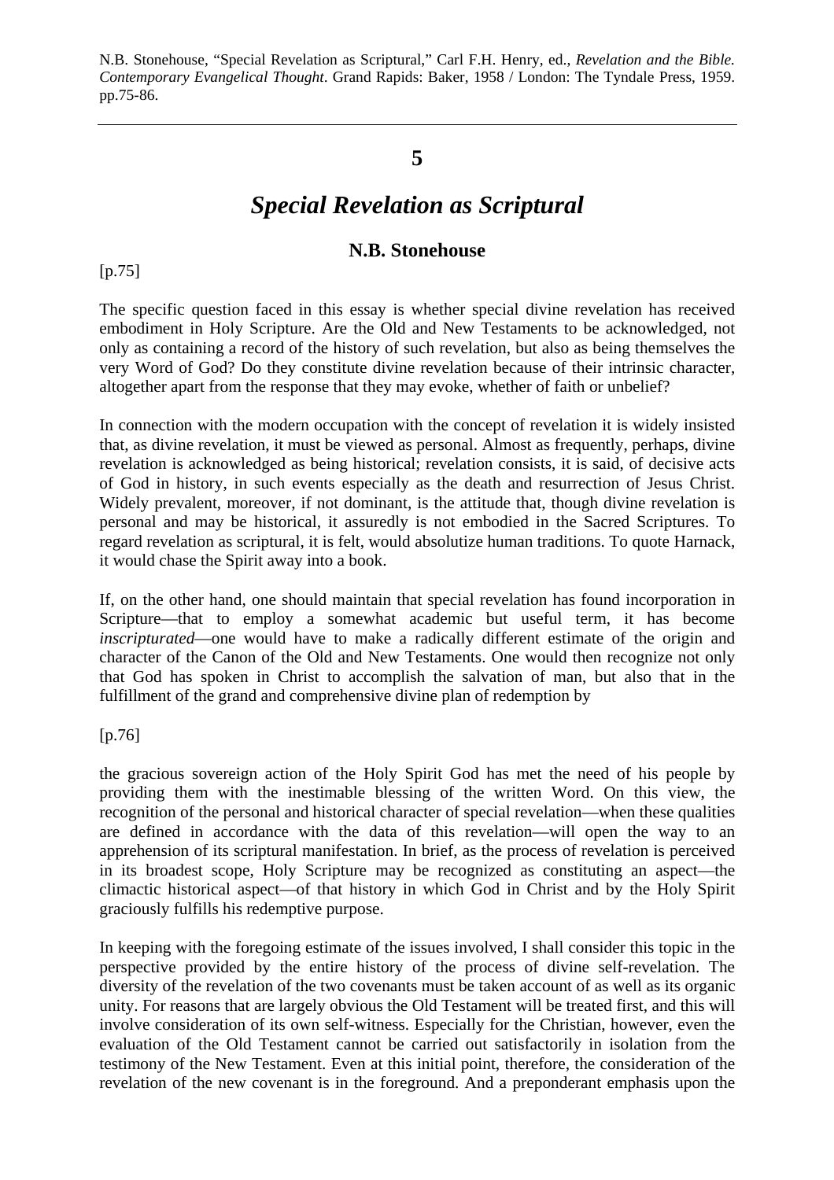N.B. Stonehouse, "Special Revelation as Scriptural," Carl F.H. Henry, ed., *Revelation and the Bible. Contemporary Evangelical Thought*. Grand Rapids: Baker, 1958 / London: The Tyndale Press, 1959. pp.75-86.

---

**5**

# *Special Revelation as Scriptural*

### N.B. Stonehouse

[p.75]

The specific question faced in this essay is whether special divine revelation has received embodiment in Holy Scripture. Are the Old and New Testaments to be acknowledged, not only as containing a record of the history of such revelation, but also as being themselves the very Word of God? Do they constitute divine revelation because of their intrinsic character, altogether apart from the response that they may evoke, whether of faith or unbelief?

In connection with the modern occupation with the concept of revelation it is widely insisted that, as divine revelation, it must be viewed as personal. Almost as frequently, perhaps, divine revelation is acknowledged as being historical; revelation consists, it is said, of decisive acts of God in history, in such events especially as the death and resurrection of Jesus Christ. Widely prevalent, moreover, if not dominant, is the attitude that, though divine revelation is personal and may be historical, it assuredly is not embodied in the Sacred Scriptures. To regard revelation as scriptural, it is felt, would absolutize human traditions. To quote Harnack, it would chase the Spirit away into a book.

If, on the other hand, one should maintain that special revelation has found incorporation in Scripture—that to employ a somewhat academic but useful term, it has become *inscripturated*—one would have to make a radically different estimate of the origin and character of the Canon of the Old and New Testaments. One would then recognize not only that God has spoken in Christ to accomplish the salvation of man, but also that in the fulfillment of the grand and comprehensive divine plan of redemption by

[p.76]

the gracious sovereign action of the Holy Spirit God has met the need of his people by providing them with the inestimable blessing of the written Word. On this view, the recognition of the personal and historical character of special revelation—when these qualities are defined in accordance with the data of this revelation—will open the way to an apprehension of its scriptural manifestation. In brief, as the process of revelation is perceived in its broadest scope, Holy Scripture may be recognized as constituting an aspect—the climactic historical aspect—of that history in which God in Christ and by the Holy Spirit graciously fulfills his redemptive purpose.

In keeping with the foregoing estimate of the issues involved, I shall consider this topic in the perspective provided by the entire history of the process of divine self-revelation. The diversity of the revelation of the two covenants must be taken account of as well as its organic unity. For reasons that are largely obvious the Old Testament will be treated first, and this will involve consideration of its own self-witness. Especially for the Christian, however, even the evaluation of the Old Testament cannot be carried out satisfactorily in isolation from the testimony of the New Testament. Even at this initial point, therefore, the consideration of the revelation of the new covenant is in the foreground. And a preponderant emphasis upon the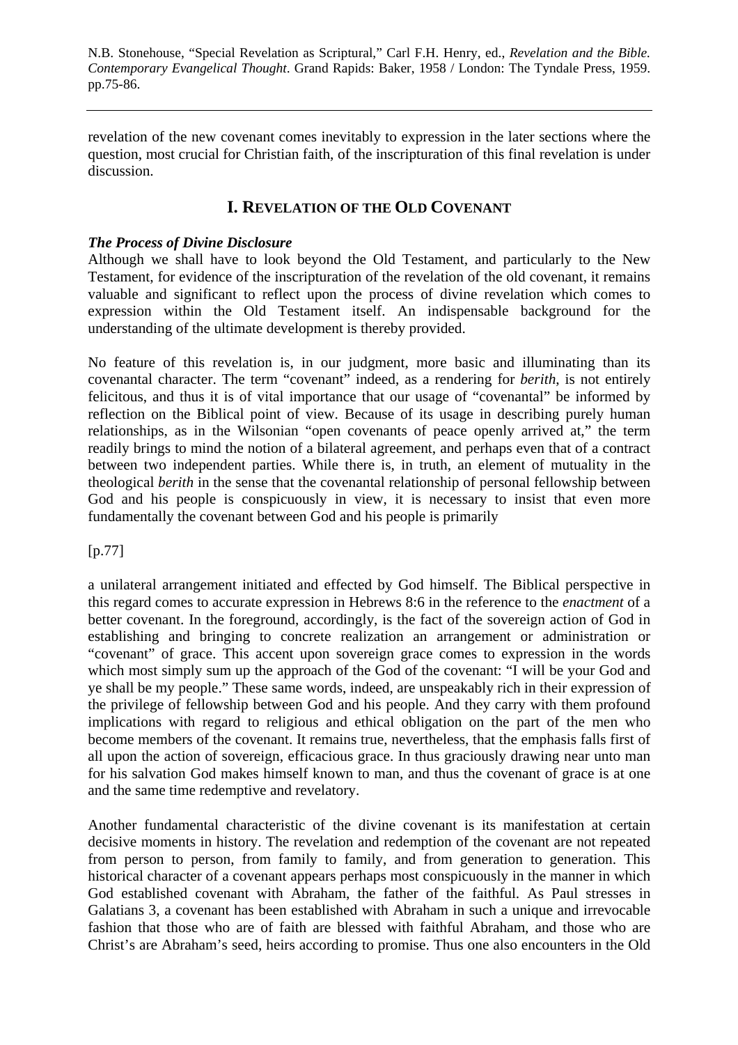revelation of the new covenant comes inevitably to expression in the later sections where the question, most crucial for Christian faith, of the inscripturation of this final revelation is under discussion.

## I. Revelation of the Old Covenant

***The Process of Divine Disclosure***

Although we shall have to look beyond the Old Testament, and particularly to the New Testament, for evidence of the inscripturation of the revelation of the old covenant, it remains valuable and significant to reflect upon the process of divine revelation which comes to expression within the Old Testament itself. An indispensable background for the understanding of the ultimate development is thereby provided.

No feature of this revelation is, in our judgment, more basic and illuminating than its covenantal character. The term "covenant" indeed, as a rendering for *berith*, is not entirely felicitous, and thus it is of vital importance that our usage of "covenantal" be informed by reflection on the Biblical point of view. Because of its usage in describing purely human relationships, as in the Wilsonian "open covenants of peace openly arrived at," the term readily brings to mind the notion of a bilateral agreement, and perhaps even that of a contract between two independent parties. While there is, in truth, an element of mutuality in the theological *berith* in the sense that the covenantal relationship of personal fellowship between God and his people is conspicuously in view, it is necessary to insist that even more fundamentally the covenant between God and his people is primarily

[p.77]

a unilateral arrangement initiated and effected by God himself. The Biblical perspective in this regard comes to accurate expression in Hebrews 8:6 in the reference to the *enactment* of a better covenant. In the foreground, accordingly, is the fact of the sovereign action of God in establishing and bringing to concrete realization an arrangement or administration or "covenant" of grace. This accent upon sovereign grace comes to expression in the words which most simply sum up the approach of the God of the covenant: "I will be your God and ye shall be my people." These same words, indeed, are unspeakably rich in their expression of the privilege of fellowship between God and his people. And they carry with them profound implications with regard to religious and ethical obligation on the part of the men who become members of the covenant. It remains true, nevertheless, that the emphasis falls first of all upon the action of sovereign, efficacious grace. In thus graciously drawing near unto man for his salvation God makes himself known to man, and thus the covenant of grace is at one and the same time redemptive and revelatory.

Another fundamental characteristic of the divine covenant is its manifestation at certain decisive moments in history. The revelation and redemption of the covenant are not repeated from person to person, from family to family, and from generation to generation. This historical character of a covenant appears perhaps most conspicuously in the manner in which God established covenant with Abraham, the father of the faithful. As Paul stresses in Galatians 3, a covenant has been established with Abraham in such a unique and irrevocable fashion that those who are of faith are blessed with faithful Abraham, and those who are Christ's are Abraham's seed, heirs according to promise. Thus one also encounters in the Old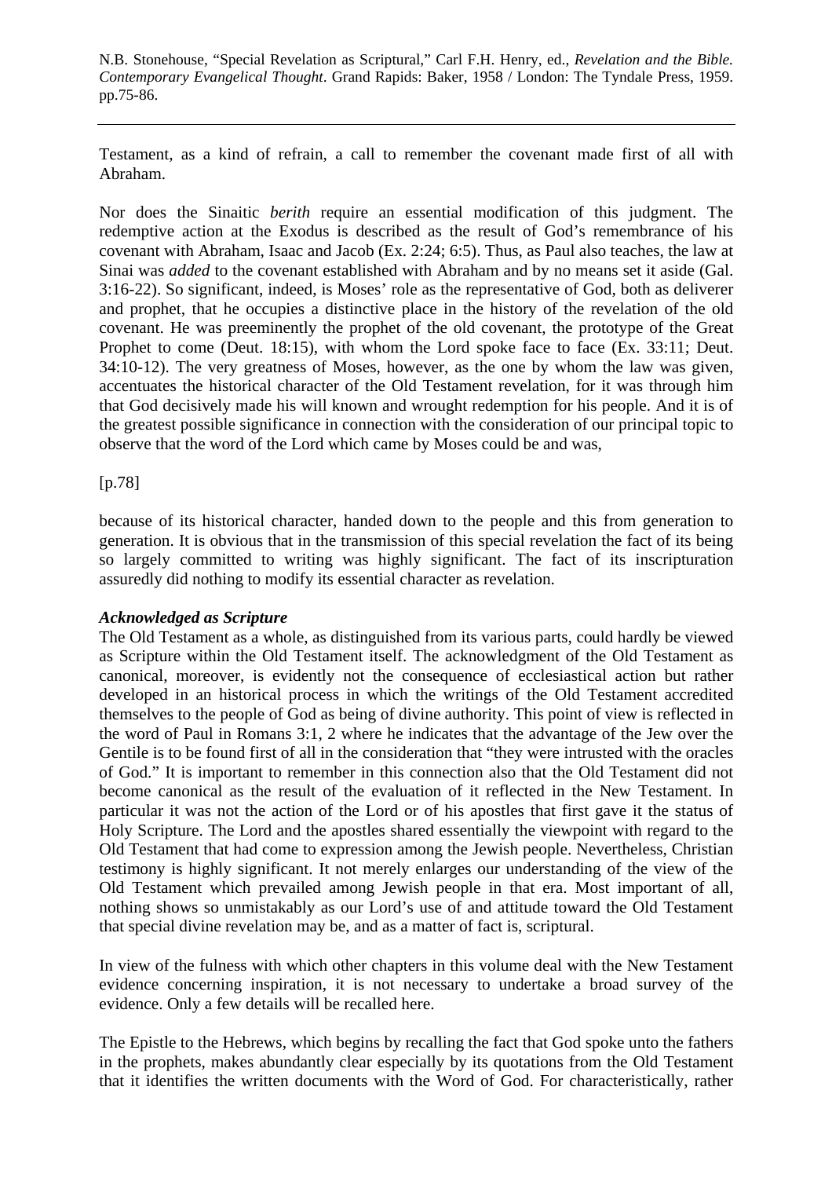Testament, as a kind of refrain, a call to remember the covenant made first of all with Abraham.

Nor does the Sinaitic *berith* require an essential modification of this judgment. The redemptive action at the Exodus is described as the result of God's remembrance of his covenant with Abraham, Isaac and Jacob (Ex. 2:24; 6:5). Thus, as Paul also teaches, the law at Sinai was *added* to the covenant established with Abraham and by no means set it aside (Gal. 3:16-22). So significant, indeed, is Moses' role as the representative of God, both as deliverer and prophet, that he occupies a distinctive place in the history of the revelation of the old covenant. He was preeminently the prophet of the old covenant, the prototype of the Great Prophet to come (Deut. 18:15), with whom the Lord spoke face to face (Ex. 33:11; Deut. 34:10-12). The very greatness of Moses, however, as the one by whom the law was given, accentuates the historical character of the Old Testament revelation, for it was through him that God decisively made his will known and wrought redemption for his people. And it is of the greatest possible significance in connection with the consideration of our principal topic to observe that the word of the Lord which came by Moses could be and was,

[p.78]

because of its historical character, handed down to the people and this from generation to generation. It is obvious that in the transmission of this special revelation the fact of its being so largely committed to writing was highly significant. The fact of its inscripturation assuredly did nothing to modify its essential character as revelation.

***Acknowledged as Scripture***

The Old Testament as a whole, as distinguished from its various parts, could hardly be viewed as Scripture within the Old Testament itself. The acknowledgment of the Old Testament as canonical, moreover, is evidently not the consequence of ecclesiastical action but rather developed in an historical process in which the writings of the Old Testament accredited themselves to the people of God as being of divine authority. This point of view is reflected in the word of Paul in Romans 3:1, 2 where he indicates that the advantage of the Jew over the Gentile is to be found first of all in the consideration that "they were intrusted with the oracles of God." It is important to remember in this connection also that the Old Testament did not become canonical as the result of the evaluation of it reflected in the New Testament. In particular it was not the action of the Lord or of his apostles that first gave it the status of Holy Scripture. The Lord and the apostles shared essentially the viewpoint with regard to the Old Testament that had come to expression among the Jewish people. Nevertheless, Christian testimony is highly significant. It not merely enlarges our understanding of the view of the Old Testament which prevailed among Jewish people in that era. Most important of all, nothing shows so unmistakably as our Lord's use of and attitude toward the Old Testament that special divine revelation may be, and as a matter of fact is, scriptural.

In view of the fulness with which other chapters in this volume deal with the New Testament evidence concerning inspiration, it is not necessary to undertake a broad survey of the evidence. Only a few details will be recalled here.

The Epistle to the Hebrews, which begins by recalling the fact that God spoke unto the fathers in the prophets, makes abundantly clear especially by its quotations from the Old Testament that it identifies the written documents with the Word of God. For characteristically, rather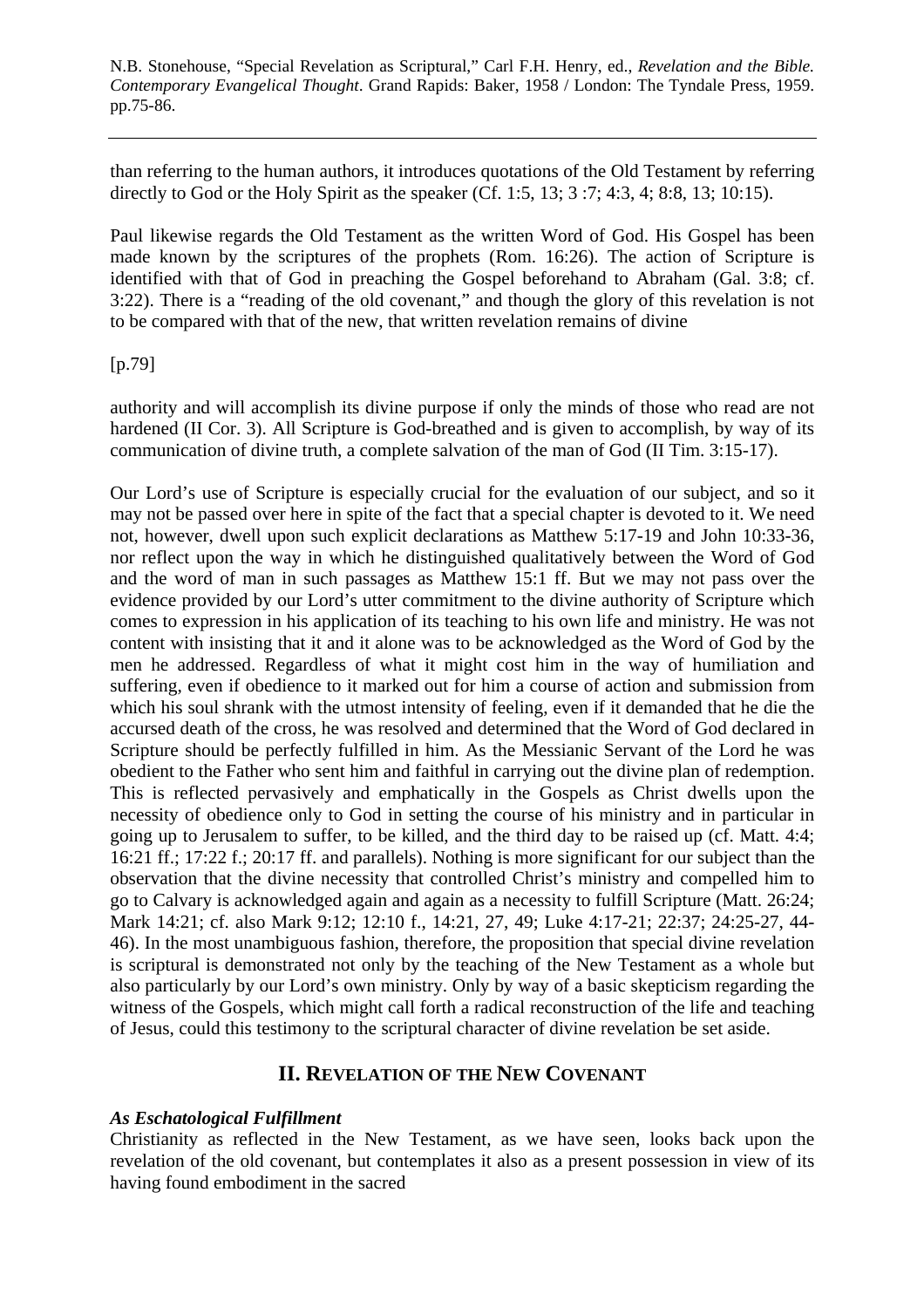than referring to the human authors, it introduces quotations of the Old Testament by referring directly to God or the Holy Spirit as the speaker (Cf. 1:5, 13; 3 :7; 4:3, 4; 8:8, 13; 10:15).

Paul likewise regards the Old Testament as the written Word of God. His Gospel has been made known by the scriptures of the prophets (Rom. 16:26). The action of Scripture is identified with that of God in preaching the Gospel beforehand to Abraham (Gal. 3:8; cf. 3:22). There is a "reading of the old covenant," and though the glory of this revelation is not to be compared with that of the new, that written revelation remains of divine

[p.79]

authority and will accomplish its divine purpose if only the minds of those who read are not hardened (II Cor. 3). All Scripture is God-breathed and is given to accomplish, by way of its communication of divine truth, a complete salvation of the man of God (II Tim. 3:15-17).

Our Lord's use of Scripture is especially crucial for the evaluation of our subject, and so it may not be passed over here in spite of the fact that a special chapter is devoted to it. We need not, however, dwell upon such explicit declarations as Matthew 5:17-19 and John 10:33-36, nor reflect upon the way in which he distinguished qualitatively between the Word of God and the word of man in such passages as Matthew 15:1 ff. But we may not pass over the evidence provided by our Lord's utter commitment to the divine authority of Scripture which comes to expression in his application of its teaching to his own life and ministry. He was not content with insisting that it and it alone was to be acknowledged as the Word of God by the men he addressed. Regardless of what it might cost him in the way of humiliation and suffering, even if obedience to it marked out for him a course of action and submission from which his soul shrank with the utmost intensity of feeling, even if it demanded that he die the accursed death of the cross, he was resolved and determined that the Word of God declared in Scripture should be perfectly fulfilled in him. As the Messianic Servant of the Lord he was obedient to the Father who sent him and faithful in carrying out the divine plan of redemption. This is reflected pervasively and emphatically in the Gospels as Christ dwells upon the necessity of obedience only to God in setting the course of his ministry and in particular in going up to Jerusalem to suffer, to be killed, and the third day to be raised up (cf. Matt. 4:4; 16:21 ff.; 17:22 f.; 20:17 ff. and parallels). Nothing is more significant for our subject than the observation that the divine necessity that controlled Christ's ministry and compelled him to go to Calvary is acknowledged again and again as a necessity to fulfill Scripture (Matt. 26:24; Mark 14:21; cf. also Mark 9:12; 12:10 f., 14:21, 27, 49; Luke 4:17-21; 22:37; 24:25-27, 44-46). In the most unambiguous fashion, therefore, the proposition that special divine revelation is scriptural is demonstrated not only by the teaching of the New Testament as a whole but also particularly by our Lord's own ministry. Only by way of a basic skepticism regarding the witness of the Gospels, which might call forth a radical reconstruction of the life and teaching of Jesus, could this testimony to the scriptural character of divine revelation be set aside.

## II. Revelation of the New Covenant

### *As Eschatological Fulfillment*

Christianity as reflected in the New Testament, as we have seen, looks back upon the revelation of the old covenant, but contemplates it also as a present possession in view of its having found embodiment in the sacred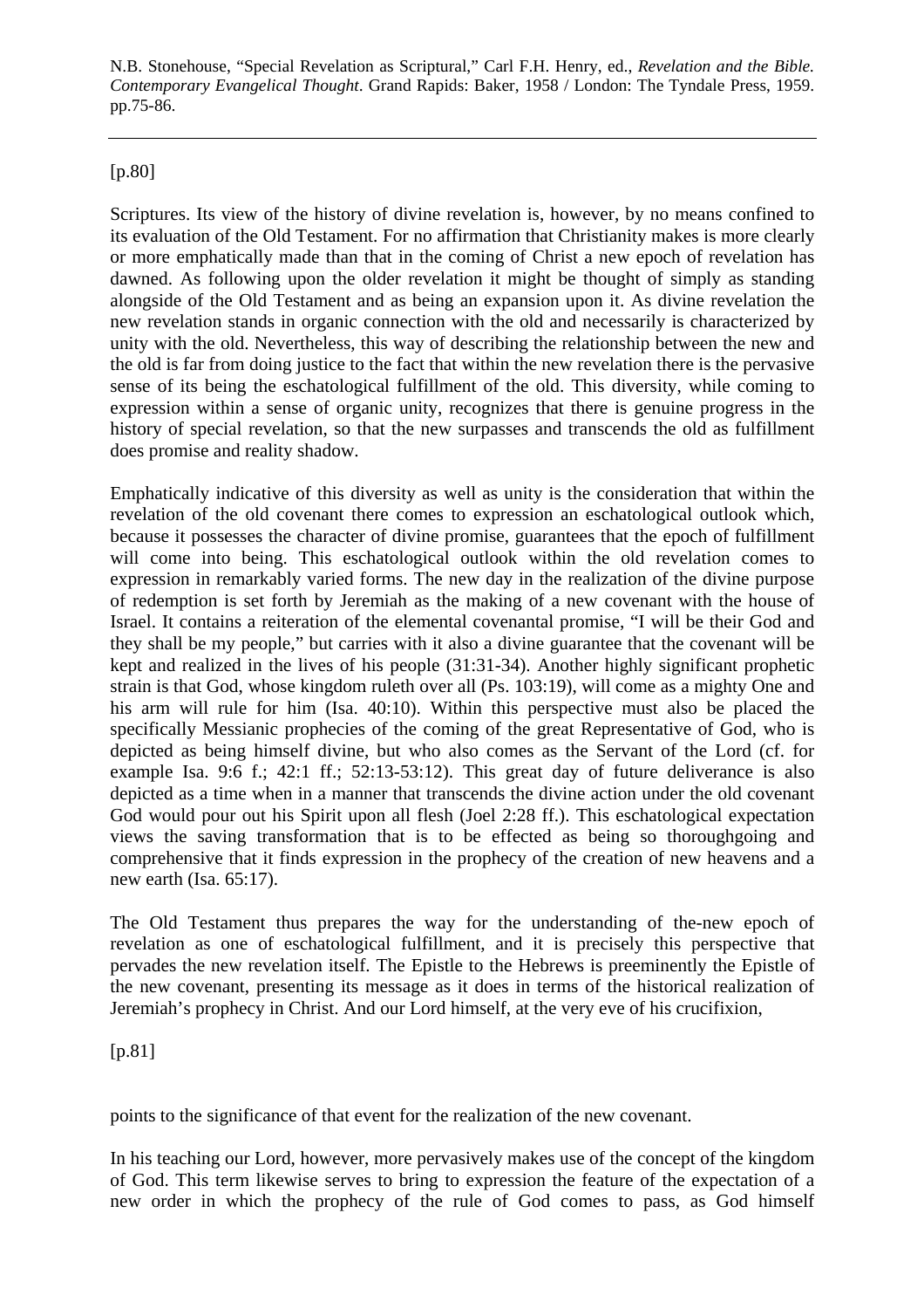[p.80]

Scriptures. Its view of the history of divine revelation is, however, by no means confined to its evaluation of the Old Testament. For no affirmation that Christianity makes is more clearly or more emphatically made than that in the coming of Christ a new epoch of revelation has dawned. As following upon the older revelation it might be thought of simply as standing alongside of the Old Testament and as being an expansion upon it. As divine revelation the new revelation stands in organic connection with the old and necessarily is characterized by unity with the old. Nevertheless, this way of describing the relationship between the new and the old is far from doing justice to the fact that within the new revelation there is the pervasive sense of its being the eschatological fulfillment of the old. This diversity, while coming to expression within a sense of organic unity, recognizes that there is genuine progress in the history of special revelation, so that the new surpasses and transcends the old as fulfillment does promise and reality shadow.

Emphatically indicative of this diversity as well as unity is the consideration that within the revelation of the old covenant there comes to expression an eschatological outlook which, because it possesses the character of divine promise, guarantees that the epoch of fulfillment will come into being. This eschatological outlook within the old revelation comes to expression in remarkably varied forms. The new day in the realization of the divine purpose of redemption is set forth by Jeremiah as the making of a new covenant with the house of Israel. It contains a reiteration of the elemental covenantal promise, "I will be their God and they shall be my people," but carries with it also a divine guarantee that the covenant will be kept and realized in the lives of his people (31:31-34). Another highly significant prophetic strain is that God, whose kingdom ruleth over all (Ps. 103:19), will come as a mighty One and his arm will rule for him (Isa. 40:10). Within this perspective must also be placed the specifically Messianic prophecies of the coming of the great Representative of God, who is depicted as being himself divine, but who also comes as the Servant of the Lord (cf. for example Isa. 9:6 f.; 42:1 ff.; 52:13-53:12). This great day of future deliverance is also depicted as a time when in a manner that transcends the divine action under the old covenant God would pour out his Spirit upon all flesh (Joel 2:28 ff.). This eschatological expectation views the saving transformation that is to be effected as being so thoroughgoing and comprehensive that it finds expression in the prophecy of the creation of new heavens and a new earth (Isa. 65:17).

The Old Testament thus prepares the way for the understanding of the-new epoch of revelation as one of eschatological fulfillment, and it is precisely this perspective that pervades the new revelation itself. The Epistle to the Hebrews is preeminently the Epistle of the new covenant, presenting its message as it does in terms of the historical realization of Jeremiah's prophecy in Christ. And our Lord himself, at the very eve of his crucifixion,

[p.81]

points to the significance of that event for the realization of the new covenant.

In his teaching our Lord, however, more pervasively makes use of the concept of the kingdom of God. This term likewise serves to bring to expression the feature of the expectation of a new order in which the prophecy of the rule of God comes to pass, as God himself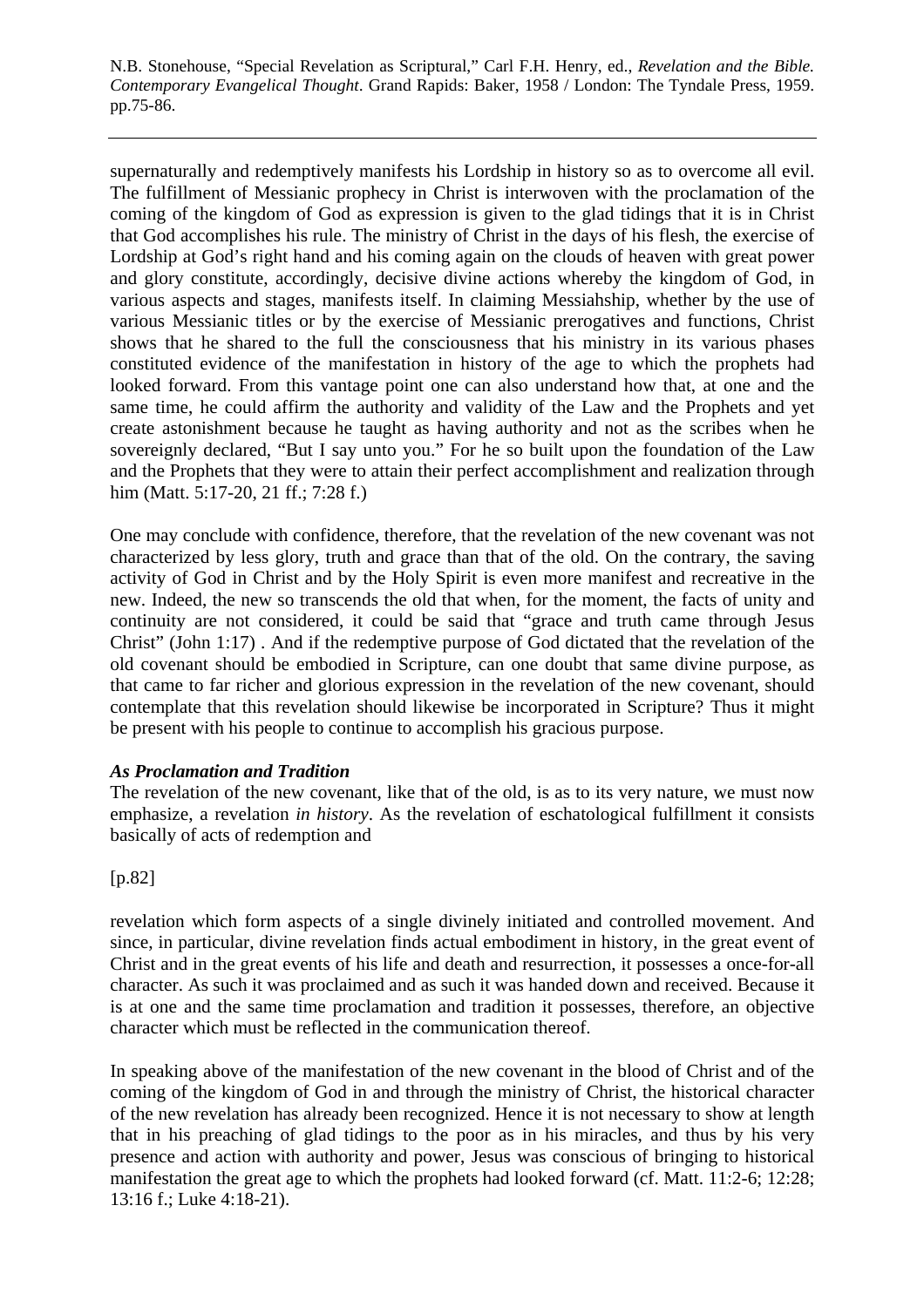supernaturally and redemptively manifests his Lordship in history so as to overcome all evil. The fulfillment of Messianic prophecy in Christ is interwoven with the proclamation of the coming of the kingdom of God as expression is given to the glad tidings that it is in Christ that God accomplishes his rule. The ministry of Christ in the days of his flesh, the exercise of Lordship at God's right hand and his coming again on the clouds of heaven with great power and glory constitute, accordingly, decisive divine actions whereby the kingdom of God, in various aspects and stages, manifests itself. In claiming Messiahship, whether by the use of various Messianic titles or by the exercise of Messianic prerogatives and functions, Christ shows that he shared to the full the consciousness that his ministry in its various phases constituted evidence of the manifestation in history of the age to which the prophets had looked forward. From this vantage point one can also understand how that, at one and the same time, he could affirm the authority and validity of the Law and the Prophets and yet create astonishment because he taught as having authority and not as the scribes when he sovereignly declared, "But I say unto you." For he so built upon the foundation of the Law and the Prophets that they were to attain their perfect accomplishment and realization through him (Matt. 5:17-20, 21 ff.; 7:28 f.)

One may conclude with confidence, therefore, that the revelation of the new covenant was not characterized by less glory, truth and grace than that of the old. On the contrary, the saving activity of God in Christ and by the Holy Spirit is even more manifest and recreative in the new. Indeed, the new so transcends the old that when, for the moment, the facts of unity and continuity are not considered, it could be said that "grace and truth came through Jesus Christ" (John 1:17) . And if the redemptive purpose of God dictated that the revelation of the old covenant should be embodied in Scripture, can one doubt that same divine purpose, as that came to far richer and glorious expression in the revelation of the new covenant, should contemplate that this revelation should likewise be incorporated in Scripture? Thus it might be present with his people to continue to accomplish his gracious purpose.

### *As Proclamation and Tradition*

The revelation of the new covenant, like that of the old, is as to its very nature, we must now emphasize, a revelation *in history*. As the revelation of eschatological fulfillment it consists basically of acts of redemption and

[p.82]

revelation which form aspects of a single divinely initiated and controlled movement. And since, in particular, divine revelation finds actual embodiment in history, in the great event of Christ and in the great events of his life and death and resurrection, it possesses a once-for-all character. As such it was proclaimed and as such it was handed down and received. Because it is at one and the same time proclamation and tradition it possesses, therefore, an objective character which must be reflected in the communication thereof.

In speaking above of the manifestation of the new covenant in the blood of Christ and of the coming of the kingdom of God in and through the ministry of Christ, the historical character of the new revelation has already been recognized. Hence it is not necessary to show at length that in his preaching of glad tidings to the poor as in his miracles, and thus by his very presence and action with authority and power, Jesus was conscious of bringing to historical manifestation the great age to which the prophets had looked forward (cf. Matt. 11:2-6; 12:28; 13:16 f.; Luke 4:18-21).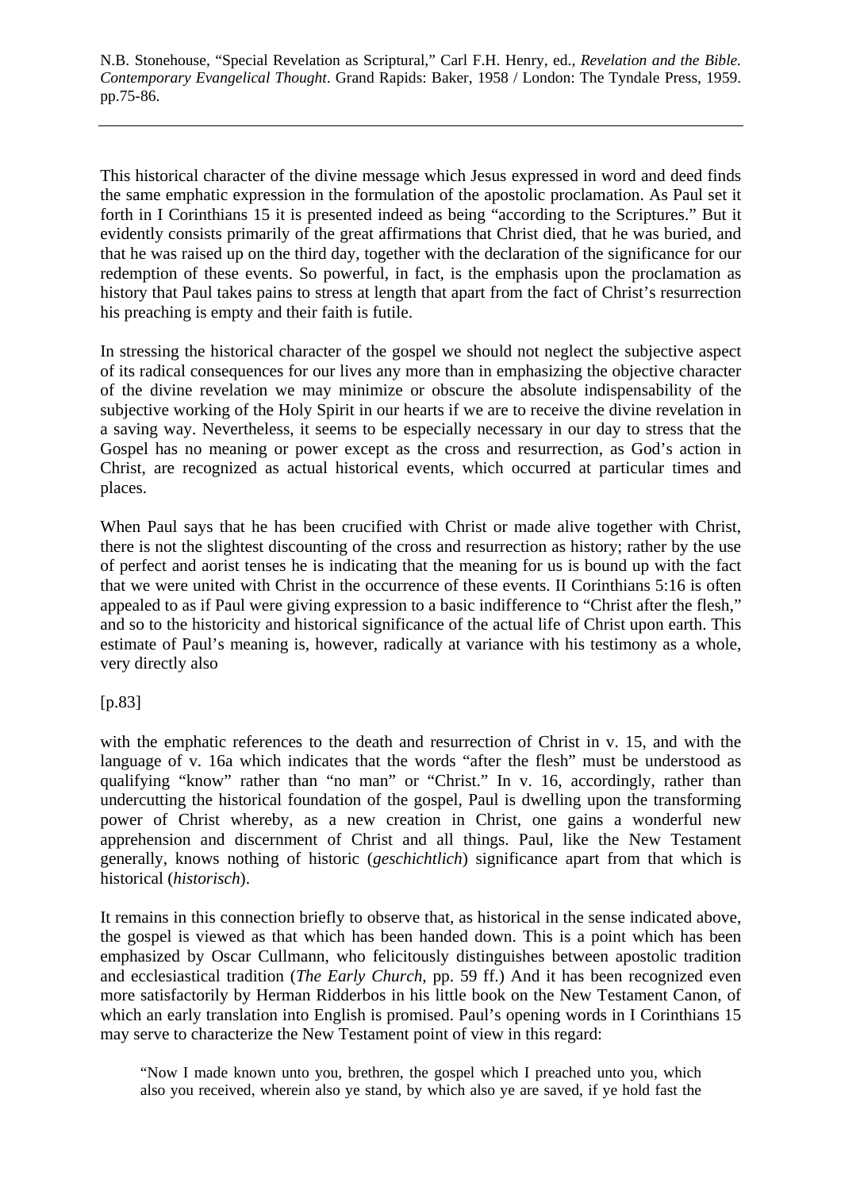This historical character of the divine message which Jesus expressed in word and deed finds the same emphatic expression in the formulation of the apostolic proclamation. As Paul set it forth in I Corinthians 15 it is presented indeed as being "according to the Scriptures." But it evidently consists primarily of the great affirmations that Christ died, that he was buried, and that he was raised up on the third day, together with the declaration of the significance for our redemption of these events. So powerful, in fact, is the emphasis upon the proclamation as history that Paul takes pains to stress at length that apart from the fact of Christ's resurrection his preaching is empty and their faith is futile.

In stressing the historical character of the gospel we should not neglect the subjective aspect of its radical consequences for our lives any more than in emphasizing the objective character of the divine revelation we may minimize or obscure the absolute indispensability of the subjective working of the Holy Spirit in our hearts if we are to receive the divine revelation in a saving way. Nevertheless, it seems to be especially necessary in our day to stress that the Gospel has no meaning or power except as the cross and resurrection, as God's action in Christ, are recognized as actual historical events, which occurred at particular times and places.

When Paul says that he has been crucified with Christ or made alive together with Christ, there is not the slightest discounting of the cross and resurrection as history; rather by the use of perfect and aorist tenses he is indicating that the meaning for us is bound up with the fact that we were united with Christ in the occurrence of these events. II Corinthians 5:16 is often appealed to as if Paul were giving expression to a basic indifference to "Christ after the flesh," and so to the historicity and historical significance of the actual life of Christ upon earth. This estimate of Paul's meaning is, however, radically at variance with his testimony as a whole, very directly also

[p.83]

with the emphatic references to the death and resurrection of Christ in v. 15, and with the language of v. 16a which indicates that the words "after the flesh" must be understood as qualifying "know" rather than "no man" or "Christ." In v. 16, accordingly, rather than undercutting the historical foundation of the gospel, Paul is dwelling upon the transforming power of Christ whereby, as a new creation in Christ, one gains a wonderful new apprehension and discernment of Christ and all things. Paul, like the New Testament generally, knows nothing of historic (*geschichtlich*) significance apart from that which is historical (*historisch*).

It remains in this connection briefly to observe that, as historical in the sense indicated above, the gospel is viewed as that which has been handed down. This is a point which has been emphasized by Oscar Cullmann, who felicitously distinguishes between apostolic tradition and ecclesiastical tradition (*The Early Church*, pp. 59 ff.) And it has been recognized even more satisfactorily by Herman Ridderbos in his little book on the New Testament Canon, of which an early translation into English is promised. Paul's opening words in I Corinthians 15 may serve to characterize the New Testament point of view in this regard:

> "Now I made known unto you, brethren, the gospel which I preached unto you, which also you received, wherein also ye stand, by which also ye are saved, if ye hold fast the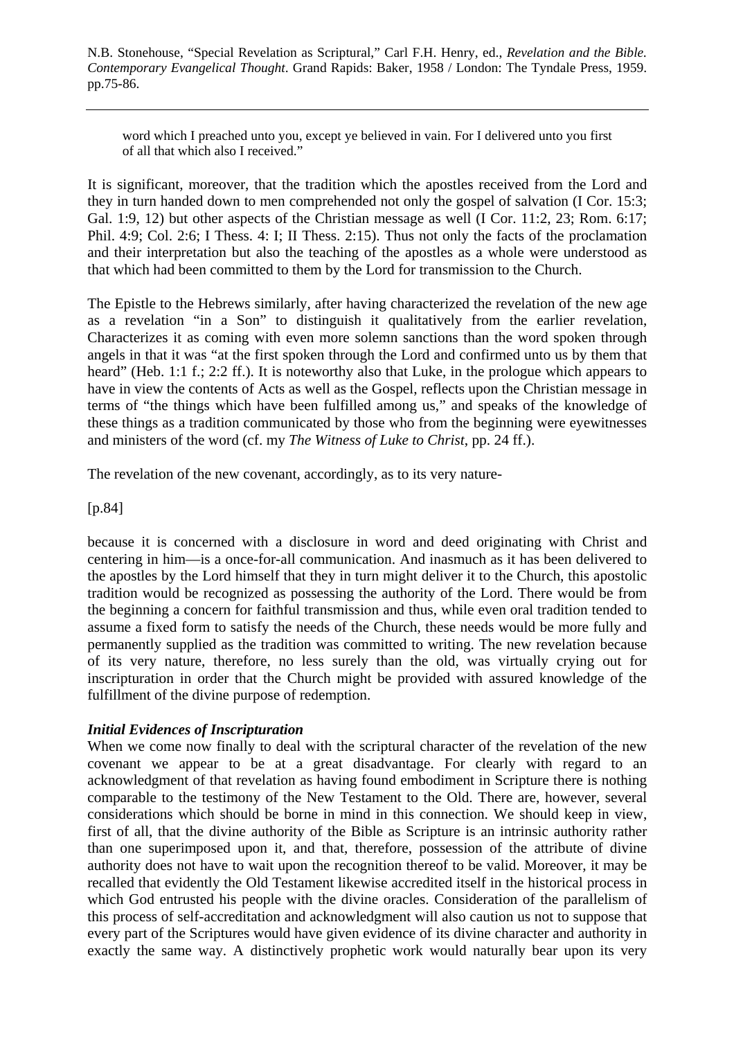> word which I preached unto you, except ye believed in vain. For I delivered unto you first of all that which also I received."

It is significant, moreover, that the tradition which the apostles received from the Lord and they in turn handed down to men comprehended not only the gospel of salvation (I Cor. 15:3; Gal. 1:9, 12) but other aspects of the Christian message as well (I Cor. 11:2, 23; Rom. 6:17; Phil. 4:9; Col. 2:6; I Thess. 4: I; II Thess. 2:15). Thus not only the facts of the proclamation and their interpretation but also the teaching of the apostles as a whole were understood as that which had been committed to them by the Lord for transmission to the Church.

The Epistle to the Hebrews similarly, after having characterized the revelation of the new age as a revelation "in a Son" to distinguish it qualitatively from the earlier revelation, Characterizes it as coming with even more solemn sanctions than the word spoken through angels in that it was "at the first spoken through the Lord and confirmed unto us by them that heard" (Heb. 1:1 f.; 2:2 ff.). It is noteworthy also that Luke, in the prologue which appears to have in view the contents of Acts as well as the Gospel, reflects upon the Christian message in terms of "the things which have been fulfilled among us," and speaks of the knowledge of these things as a tradition communicated by those who from the beginning were eyewitnesses and ministers of the word (cf. my *The Witness of Luke to Christ*, pp. 24 ff.).

The revelation of the new covenant, accordingly, as to its very nature-

[p.84]

because it is concerned with a disclosure in word and deed originating with Christ and centering in him—is a once-for-all communication. And inasmuch as it has been delivered to the apostles by the Lord himself that they in turn might deliver it to the Church, this apostolic tradition would be recognized as possessing the authority of the Lord. There would be from the beginning a concern for faithful transmission and thus, while even oral tradition tended to assume a fixed form to satisfy the needs of the Church, these needs would be more fully and permanently supplied as the tradition was committed to writing. The new revelation because of its very nature, therefore, no less surely than the old, was virtually crying out for inscripturation in order that the Church might be provided with assured knowledge of the fulfillment of the divine purpose of redemption.

### *Initial Evidences of Inscripturation*

When we come now finally to deal with the scriptural character of the revelation of the new covenant we appear to be at a great disadvantage. For clearly with regard to an acknowledgment of that revelation as having found embodiment in Scripture there is nothing comparable to the testimony of the New Testament to the Old. There are, however, several considerations which should be borne in mind in this connection. We should keep in view, first of all, that the divine authority of the Bible as Scripture is an intrinsic authority rather than one superimposed upon it, and that, therefore, possession of the attribute of divine authority does not have to wait upon the recognition thereof to be valid. Moreover, it may be recalled that evidently the Old Testament likewise accredited itself in the historical process in which God entrusted his people with the divine oracles. Consideration of the parallelism of this process of self-accreditation and acknowledgment will also caution us not to suppose that every part of the Scriptures would have given evidence of its divine character and authority in exactly the same way. A distinctively prophetic work would naturally bear upon its very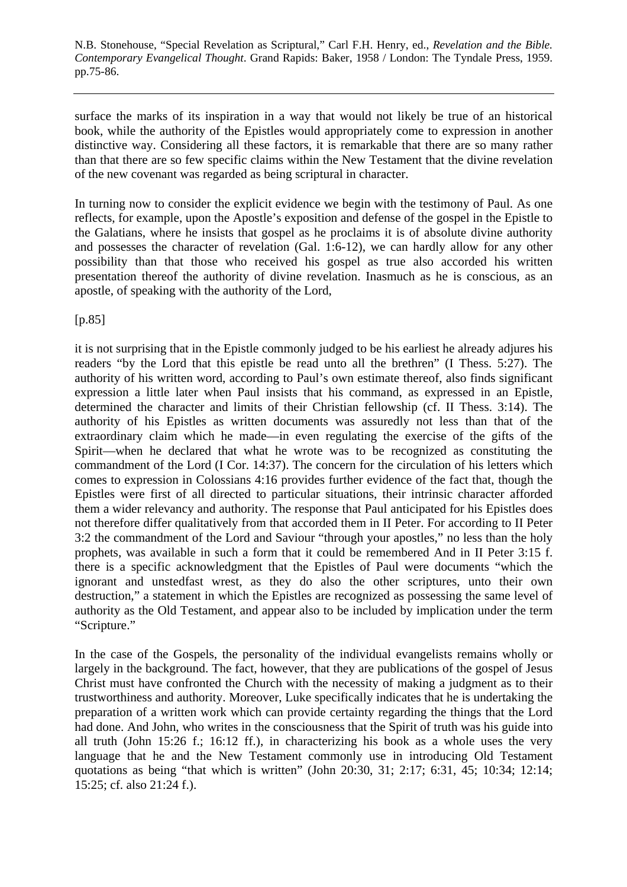surface the marks of its inspiration in a way that would not likely be true of an historical book, while the authority of the Epistles would appropriately come to expression in another distinctive way. Considering all these factors, it is remarkable that there are so many rather than that there are so few specific claims within the New Testament that the divine revelation of the new covenant was regarded as being scriptural in character.

In turning now to consider the explicit evidence we begin with the testimony of Paul. As one reflects, for example, upon the Apostle's exposition and defense of the gospel in the Epistle to the Galatians, where he insists that gospel as he proclaims it is of absolute divine authority and possesses the character of revelation (Gal. 1:6-12), we can hardly allow for any other possibility than that those who received his gospel as true also accorded his written presentation thereof the authority of divine revelation. Inasmuch as he is conscious, as an apostle, of speaking with the authority of the Lord,

[p.85]

it is not surprising that in the Epistle commonly judged to be his earliest he already adjures his readers "by the Lord that this epistle be read unto all the brethren" (I Thess. 5:27). The authority of his written word, according to Paul's own estimate thereof, also finds significant expression a little later when Paul insists that his command, as expressed in an Epistle, determined the character and limits of their Christian fellowship (cf. II Thess. 3:14). The authority of his Epistles as written documents was assuredly not less than that of the extraordinary claim which he made—in even regulating the exercise of the gifts of the Spirit—when he declared that what he wrote was to be recognized as constituting the commandment of the Lord (I Cor. 14:37). The concern for the circulation of his letters which comes to expression in Colossians 4:16 provides further evidence of the fact that, though the Epistles were first of all directed to particular situations, their intrinsic character afforded them a wider relevancy and authority. The response that Paul anticipated for his Epistles does not therefore differ qualitatively from that accorded them in II Peter. For according to II Peter 3:2 the commandment of the Lord and Saviour "through your apostles," no less than the holy prophets, was available in such a form that it could be remembered And in II Peter 3:15 f. there is a specific acknowledgment that the Epistles of Paul were documents "which the ignorant and unstedfast wrest, as they do also the other scriptures, unto their own destruction," a statement in which the Epistles are recognized as possessing the same level of authority as the Old Testament, and appear also to be included by implication under the term "Scripture."

In the case of the Gospels, the personality of the individual evangelists remains wholly or largely in the background. The fact, however, that they are publications of the gospel of Jesus Christ must have confronted the Church with the necessity of making a judgment as to their trustworthiness and authority. Moreover, Luke specifically indicates that he is undertaking the preparation of a written work which can provide certainty regarding the things that the Lord had done. And John, who writes in the consciousness that the Spirit of truth was his guide into all truth (John 15:26 f.; 16:12 ff.), in characterizing his book as a whole uses the very language that he and the New Testament commonly use in introducing Old Testament quotations as being "that which is written" (John 20:30, 31; 2:17; 6:31, 45; 10:34; 12:14; 15:25; cf. also 21:24 f.).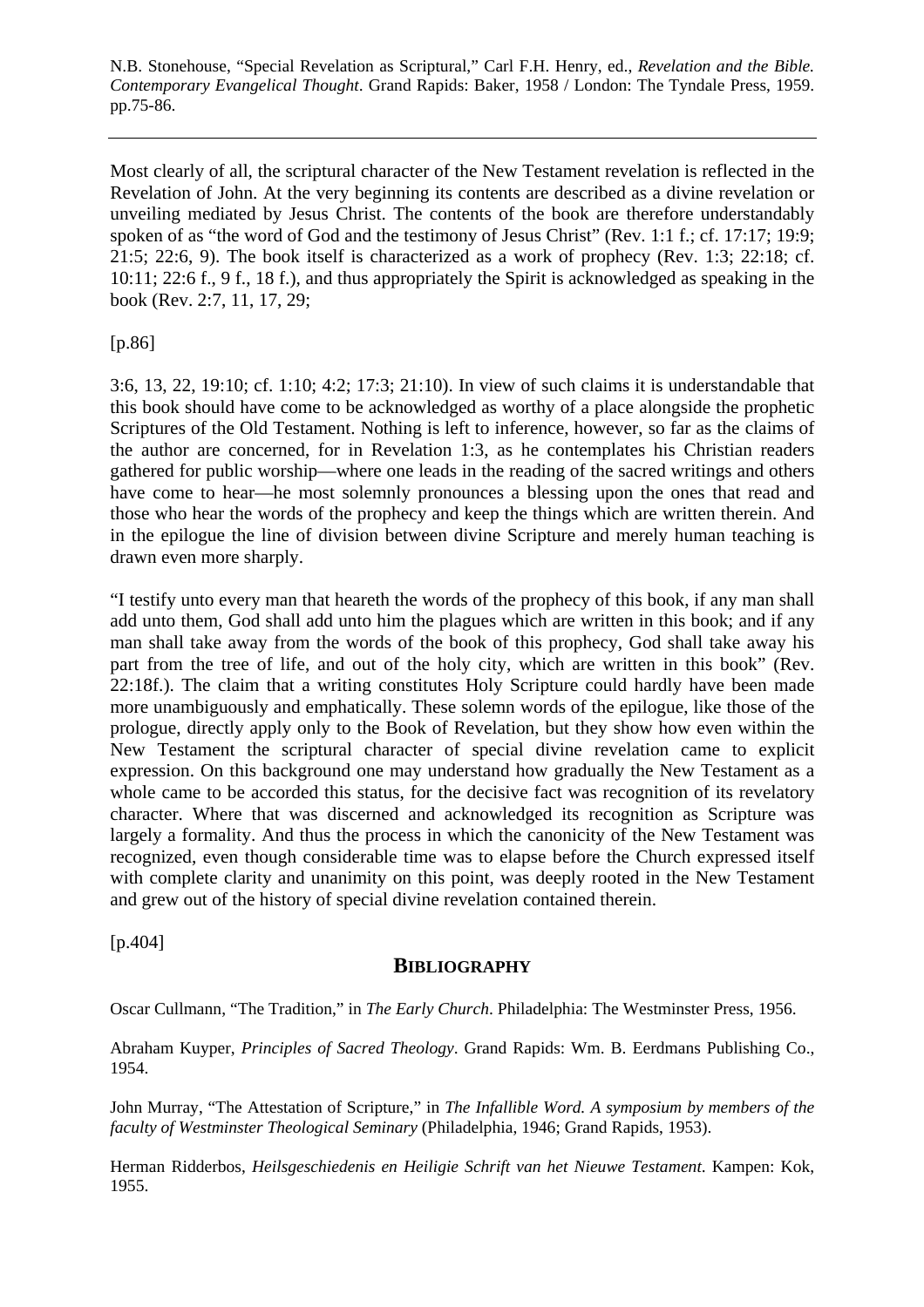Most clearly of all, the scriptural character of the New Testament revelation is reflected in the Revelation of John. At the very beginning its contents are described as a divine revelation or unveiling mediated by Jesus Christ. The contents of the book are therefore understandably spoken of as "the word of God and the testimony of Jesus Christ" (Rev. 1:1 f.; cf. 17:17; 19:9; 21:5; 22:6, 9). The book itself is characterized as a work of prophecy (Rev. 1:3; 22:18; cf. 10:11; 22:6 f., 9 f., 18 f.), and thus appropriately the Spirit is acknowledged as speaking in the book (Rev. 2:7, 11, 17, 29;

[p.86]

3:6, 13, 22, 19:10; cf. 1:10; 4:2; 17:3; 21:10). In view of such claims it is understandable that this book should have come to be acknowledged as worthy of a place alongside the prophetic Scriptures of the Old Testament. Nothing is left to inference, however, so far as the claims of the author are concerned, for in Revelation 1:3, as he contemplates his Christian readers gathered for public worship—where one leads in the reading of the sacred writings and others have come to hear—he most solemnly pronounces a blessing upon the ones that read and those who hear the words of the prophecy and keep the things which are written therein. And in the epilogue the line of division between divine Scripture and merely human teaching is drawn even more sharply.

"I testify unto every man that heareth the words of the prophecy of this book, if any man shall add unto them, God shall add unto him the plagues which are written in this book; and if any man shall take away from the words of the book of this prophecy, God shall take away his part from the tree of life, and out of the holy city, which are written in this book" (Rev. 22:18f.). The claim that a writing constitutes Holy Scripture could hardly have been made more unambiguously and emphatically. These solemn words of the epilogue, like those of the prologue, directly apply only to the Book of Revelation, but they show how even within the New Testament the scriptural character of special divine revelation came to explicit expression. On this background one may understand how gradually the New Testament as a whole came to be accorded this status, for the decisive fact was recognition of its revelatory character. Where that was discerned and acknowledged its recognition as Scripture was largely a formality. And thus the process in which the canonicity of the New Testament was recognized, even though considerable time was to elapse before the Church expressed itself with complete clarity and unanimity on this point, was deeply rooted in the New Testament and grew out of the history of special divine revelation contained therein.

[p.404]

## BIBLIOGRAPHY

Oscar Cullmann, "The Tradition," in *The Early Church*. Philadelphia: The Westminster Press, 1956.

Abraham Kuyper, *Principles of Sacred Theology*. Grand Rapids: Wm. B. Eerdmans Publishing Co., 1954.

John Murray, "The Attestation of Scripture," in *The Infallible Word. A symposium by members of the faculty of Westminster Theological Seminary* (Philadelphia, 1946; Grand Rapids, 1953).

Herman Ridderbos, *Heilsgeschiedenis en Heiligie Schrift van het Nieuwe Testament*. Kampen: Kok, 1955.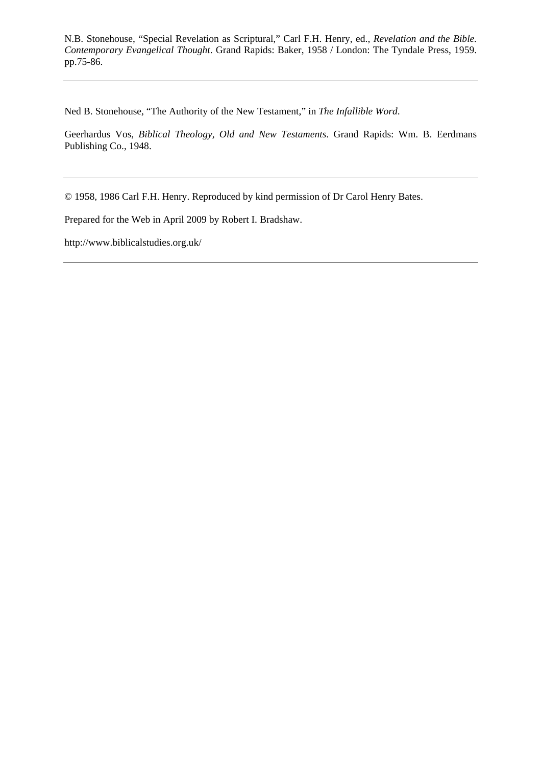N.B. Stonehouse, “Special Revelation as Scriptural,” Carl F.H. Henry, ed., *Revelation and the Bible. Contemporary Evangelical Thought*. Grand Rapids: Baker, 1958 / London: The Tyndale Press, 1959. pp.75-86.

---

Ned B. Stonehouse, “The Authority of the New Testament,” in *The Infallible Word*.

Geerhardus Vos, *Biblical Theology, Old and New Testaments*. Grand Rapids: Wm. B. Eerdmans Publishing Co., 1948.

---

© 1958, 1986 Carl F.H. Henry. Reproduced by kind permission of Dr Carol Henry Bates.

Prepared for the Web in April 2009 by Robert I. Bradshaw.

http://www.biblicalstudies.org.uk/

---